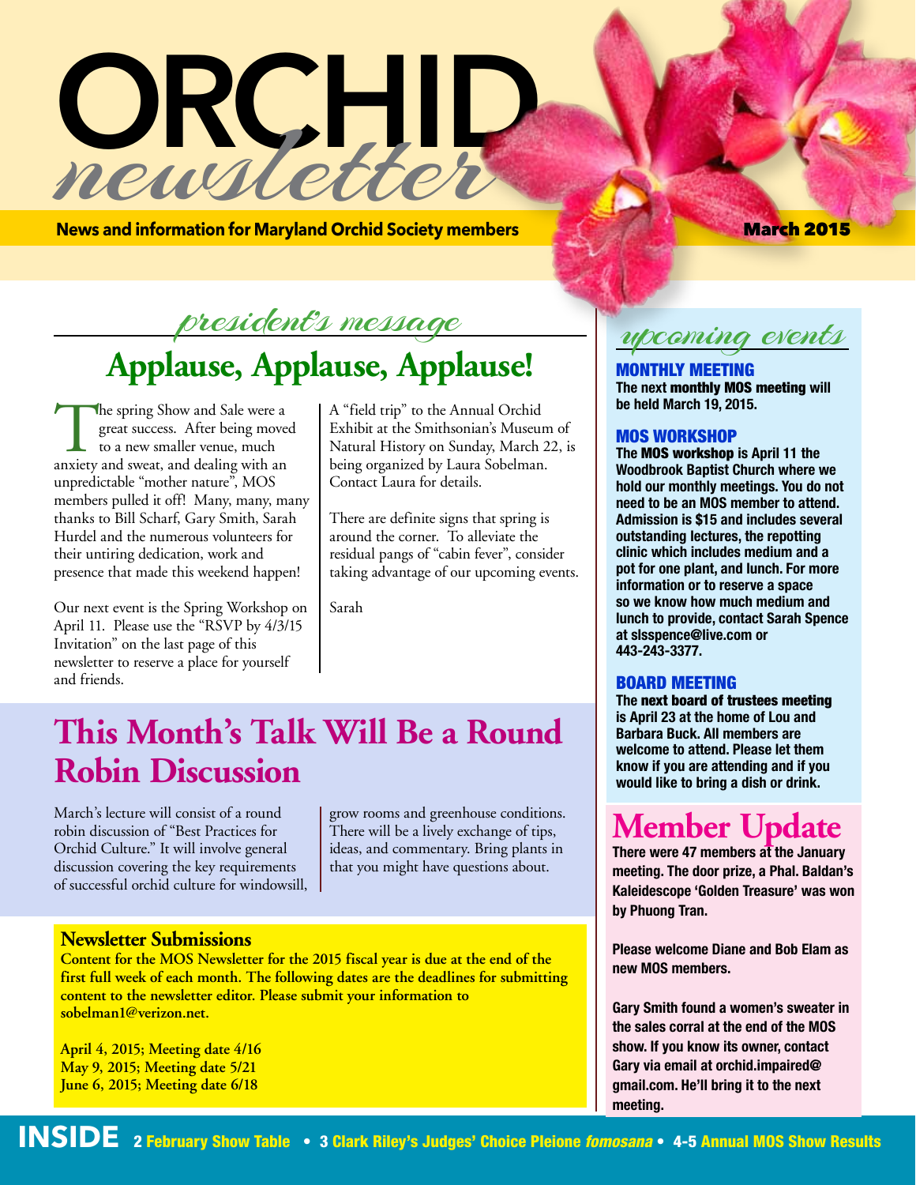# ORCHID *newsletter*

**News and information for Maryland Orchid Society members** — **March 2015**

## *president's message*

# Applause, Applause, Applause!

The spring Show and Sale were a great success. After being moved to a new smaller venue, much anxiety and sweat, and dealing with an unpredictable "mother nature", MOS members pulled it off! Many, many, many thanks to Bill Scharf, Gary Smith, Sarah Hurdel and the numerous volunteers for their untiring dedication, work and presence that made this weekend happen!

Our next event is the Spring Workshop on April 11. Please use the "RSVP by 4/3/15 Invitation" on the last page of this newsletter to reserve a place for yourself and friends.

A "field trip" to the Annual Orchid Exhibit at the Smithsonian's Museum of Natural History on Sunday, March 22, is being organized by Laura Sobelman. Contact Laura for details.

There are definite signs that spring is around the corner. To alleviate the residual pangs of "cabin fever", consider taking advantage of our upcoming events.

Sarah

# This Month's Talk Will Be a Round Robin Discussion

March's lecture will consist of a round robin discussion of "Best Practices for Orchid Culture." It will involve general discussion covering the key requirements of successful orchid culture for windowsill, grow rooms and greenhouse conditions. There will be a lively exchange of tips, ideas, and commentary. Bring plants in that you might have questions about.

### Newsletter Submissions

**Content for the MOS Newsletter for the 2015 fiscal year is due at the end of the first full week of each month. The following dates are the deadlines for submitting content to the newsletter editor. Please submit your information to sobelman1@verizon.net.**

**April 4, 2015; Meeting date 4/16**
**May 9, 2015; Meeting date 5/21**
**June 6, 2015; Meeting date 6/18**

## *upcoming events*

### MONTHLY MEETING

**The next monthly MOS meeting will be held March 19, 2015.**

### MOS WORKSHOP

**The MOS workshop is April 11 the Woodbrook Baptist Church where we hold our monthly meetings. You do not need to be an MOS member to attend. Admission is $15 and includes several outstanding lectures, the repotting clinic which includes medium and a pot for one plant, and lunch. For more information or to reserve a space so we know how much medium and lunch to provide, contact Sarah Spence at slsspence@live.com or 443-243-3377.**

### BOARD MEETING

**The next board of trustees meeting is April 23 at the home of Lou and Barbara Buck. All members are welcome to attend. Please let them know if you are attending and if you would like to bring a dish or drink.**

# Member Update

**There were 47 members at the January meeting. The door prize, a Phal. Baldan's Kaleidescope 'Golden Treasure' was won by Phuong Tran.**

**Please welcome Diane and Bob Elam as new MOS members.**

**Gary Smith found a women's sweater in the sales corral at the end of the MOS show. If you know its owner, contact Gary via email at orchid.impaired@gmail.com. He'll bring it to the next meeting.**

**INSIDE** 2 February Show Table • 3 Clark Riley's Judges' Choice Pleione *fomosana* • 4-5 Annual MOS Show Results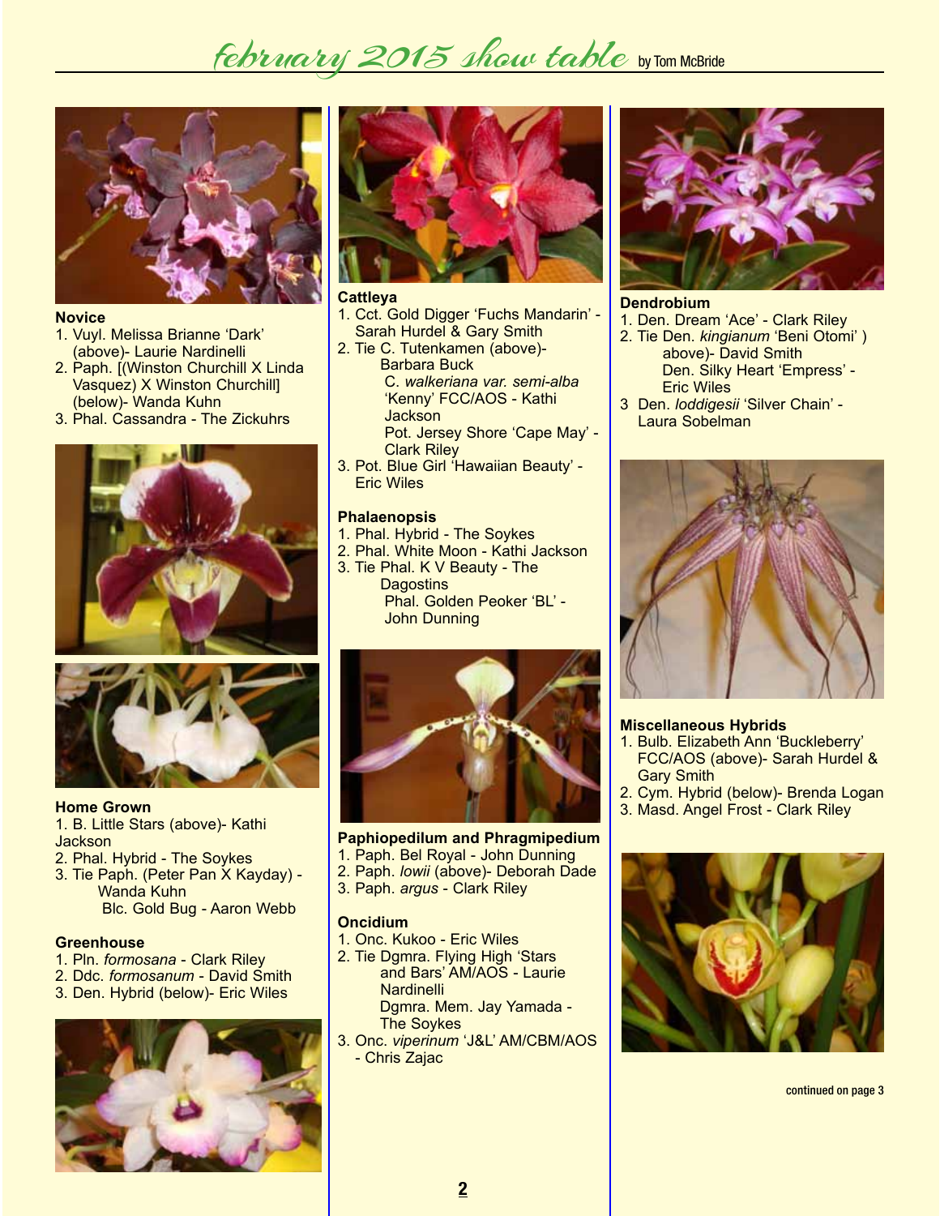# february 2015 show table

by Tom McBride

**Novice**

1. Vuyl. Melissa Brianne 'Dark' (above)- Laurie Nardinelli
2. Paph. [(Winston Churchill X Linda Vasquez) X Winston Churchill] (below)- Wanda Kuhn
3. Phal. Cassandra - The Zickuhrs

**Home Grown**

1. B. Little Stars (above)- Kathi Jackson
2. Phal. Hybrid - The Soykes
3. Tie Paph. (Peter Pan X Kayday) - Wanda Kuhn
   Blc. Gold Bug - Aaron Webb

**Greenhouse**

1. Pln. *formosana* - Clark Riley
2. Ddc. *formosanum* - David Smith
3. Den. Hybrid (below)- Eric Wiles

**Cattleya**

1. Cct. Gold Digger 'Fuchs Mandarin' - Sarah Hurdel & Gary Smith
2. Tie C. Tutenkamen (above)- Barbara Buck
   C. *walkeriana var. semi-alba* 'Kenny' FCC/AOS - Kathi Jackson
   Pot. Jersey Shore 'Cape May' - Clark Riley
3. Pot. Blue Girl 'Hawaiian Beauty' - Eric Wiles

**Phalaenopsis**

1. Phal. Hybrid - The Soykes
2. Phal. White Moon - Kathi Jackson
3. Tie Phal. K V Beauty - The Dagostins
   Phal. Golden Peoker 'BL' - John Dunning

**Paphiopedilum and Phragmipedium**

1. Paph. Bel Royal - John Dunning
2. Paph. *lowii* (above)- Deborah Dade
3. Paph. *argus* - Clark Riley

**Oncidium**

1. Onc. Kukoo - Eric Wiles
2. Tie Dgmra. Flying High 'Stars and Bars' AM/AOS - Laurie Nardinelli
   Dgmra. Mem. Jay Yamada - The Soykes
3. Onc. *viperinum* 'J&L' AM/CBM/AOS - Chris Zajac

**Dendrobium**

1. Den. Dream 'Ace' - Clark Riley
2. Tie Den. *kingianum* 'Beni Otomi' ) above)- David Smith
   Den. Silky Heart 'Empress' - Eric Wiles
3. Den. *loddigesii* 'Silver Chain' - Laura Sobelman

**Miscellaneous Hybrids**

1. Bulb. Elizabeth Ann 'Buckleberry' FCC/AOS (above)- Sarah Hurdel & Gary Smith
2. Cym. Hybrid (below)- Brenda Logan
3. Masd. Angel Frost - Clark Riley

continued on page 3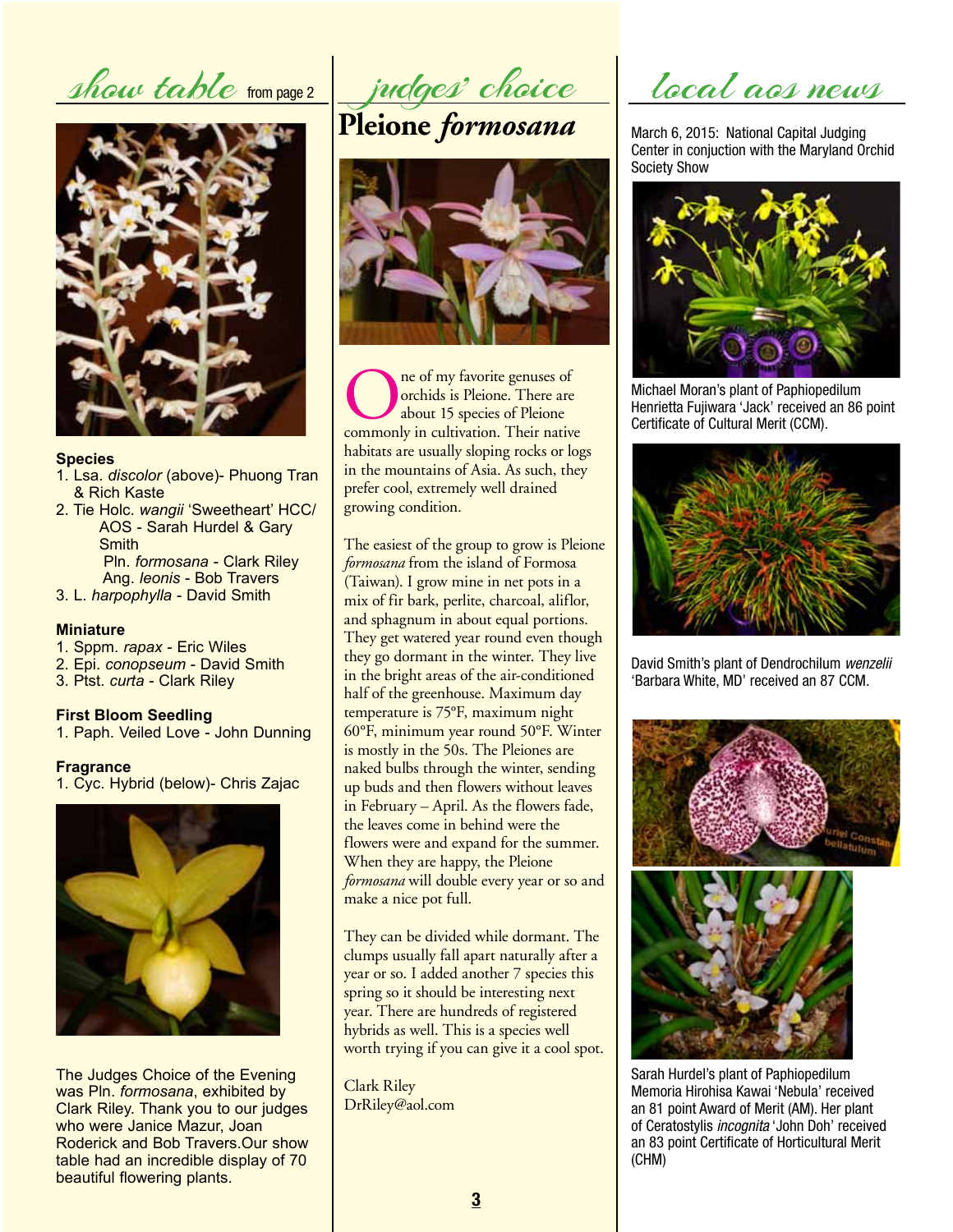## show table from page 2

**Species**

1. Lsa. *discolor* (above)- Phuong Tran & Rich Kaste
2. Tie Holc. *wangii* 'Sweetheart' HCC/AOS - Sarah Hurdel & Gary Smith
   Pln. *formosana* - Clark Riley
   Ang. *leonis* - Bob Travers
3. L. *harpophylla* - David Smith

**Miniature**

1. Sppm. *rapax* - Eric Wiles
2. Epi. *conopseum* - David Smith
3. Ptst. *curta* - Clark Riley

**First Bloom Seedling**

1. Paph. Veiled Love - John Dunning

**Fragrance**

1. Cyc. Hybrid (below)- Chris Zajac

The Judges Choice of the Evening was Pln. *formosana*, exhibited by Clark Riley. Thank you to our judges who were Janice Mazur, Joan Roderick and Bob Travers.Our show table had an incredible display of 70 beautiful flowering plants.

## judges' choice

# Pleione *formosana*

One of my favorite genuses of orchids is Pleione. There are about 15 species of Pleione commonly in cultivation. Their native habitats are usually sloping rocks or logs in the mountains of Asia. As such, they prefer cool, extremely well drained growing condition.

The easiest of the group to grow is Pleione *formosana* from the island of Formosa (Taiwan). I grow mine in net pots in a mix of fir bark, perlite, charcoal, aliflor, and sphagnum in about equal portions. They get watered year round even though they go dormant in the winter. They live in the bright areas of the air-conditioned half of the greenhouse. Maximum day temperature is 75°F, maximum night 60°F, minimum year round 50°F. Winter is mostly in the 50s. The Pleiones are naked bulbs through the winter, sending up buds and then flowers without leaves in February – April. As the flowers fade, the leaves come in behind were the flowers were and expand for the summer. When they are happy, the Pleione *formosana* will double every year or so and make a nice pot full.

They can be divided while dormant. The clumps usually fall apart naturally after a year or so. I added another 7 species this spring so it should be interesting next year. There are hundreds of registered hybrids as well. This is a species well worth trying if you can give it a cool spot.

Clark Riley
DrRiley@aol.com

## local aos news

March 6, 2015: National Capital Judging Center in conjuction with the Maryland Orchid Society Show

Michael Moran's plant of Paphiopedilum Henrietta Fujiwara 'Jack' received an 86 point Certificate of Cultural Merit (CCM).

David Smith's plant of Dendrochilum *wenzelii* 'Barbara White, MD' received an 87 CCM.

Sarah Hurdel's plant of Paphiopedilum Memoria Hirohisa Kawai 'Nebula' received an 81 point Award of Merit (AM). Her plant of Ceratostylis *incognita* 'John Doh' received an 83 point Certificate of Horticultural Merit (CHM)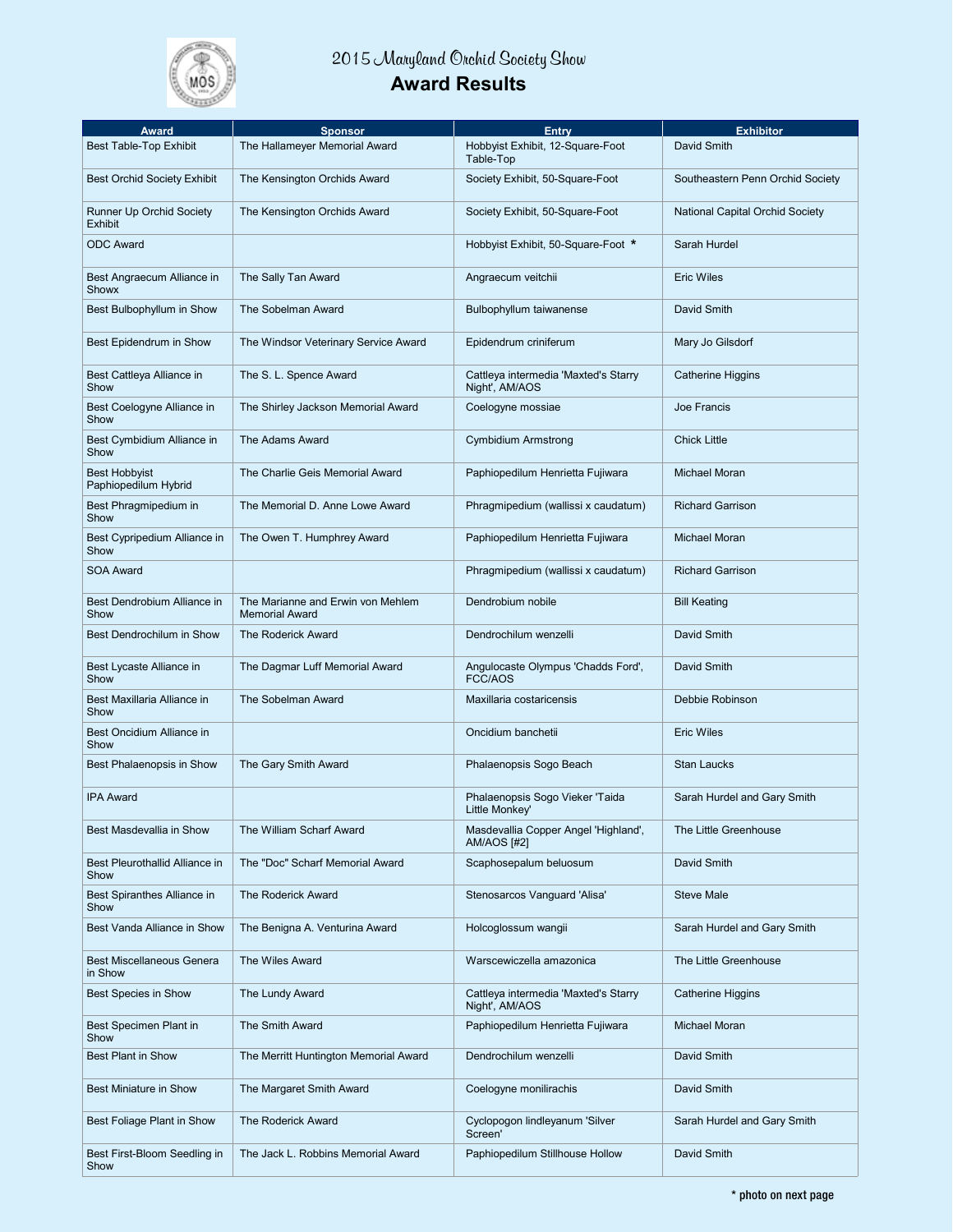# 2015 Maryland Orchid Society Show

## Award Results

| Award | Sponsor | Entry | Exhibitor |
|---|---|---|---|
| Best Table-Top Exhibit | The Hallameyer Memorial Award | Hobbyist Exhibit, 12-Square-Foot Table-Top | David Smith |
| Best Orchid Society Exhibit | The Kensington Orchids Award | Society Exhibit, 50-Square-Foot | Southeastern Penn Orchid Society |
| Runner Up Orchid Society Exhibit | The Kensington Orchids Award | Society Exhibit, 50-Square-Foot | National Capital Orchid Society |
| ODC Award | | Hobbyist Exhibit, 50-Square-Foot * | Sarah Hurdel |
| Best Angraecum Alliance in Showx | The Sally Tan Award | Angraecum veitchii | Eric Wiles |
| Best Bulbophyllum in Show | The Sobelman Award | Bulbophyllum taiwanense | David Smith |
| Best Epidendrum in Show | The Windsor Veterinary Service Award | Epidendrum criniferum | Mary Jo Gilsdorf |
| Best Cattleya Alliance in Show | The S. L. Spence Award | Cattleya intermedia 'Maxted's Starry Night', AM/AOS | Catherine Higgins |
| Best Coelogyne Alliance in Show | The Shirley Jackson Memorial Award | Coelogyne mossiae | Joe Francis |
| Best Cymbidium Alliance in Show | The Adams Award | Cymbidium Armstrong | Chick Little |
| Best Hobbyist Paphiopedilum Hybrid | The Charlie Geis Memorial Award | Paphiopedilum Henrietta Fujiwara | Michael Moran |
| Best Phragmipedium in Show | The Memorial D. Anne Lowe Award | Phragmipedium (wallissi x caudatum) | Richard Garrison |
| Best Cypripedium Alliance in Show | The Owen T. Humphrey Award | Paphiopedilum Henrietta Fujiwara | Michael Moran |
| SOA Award | | Phragmipedium (wallissi x caudatum) | Richard Garrison |
| Best Dendrobium Alliance in Show | The Marianne and Erwin von Mehlem Memorial Award | Dendrobium nobile | Bill Keating |
| Best Dendrochilum in Show | The Roderick Award | Dendrochilum wenzelli | David Smith |
| Best Lycaste Alliance in Show | The Dagmar Luff Memorial Award | Angulocaste Olympus 'Chadds Ford', FCC/AOS | David Smith |
| Best Maxillaria Alliance in Show | The Sobelman Award | Maxillaria costaricensis | Debbie Robinson |
| Best Oncidium Alliance in Show | | Oncidium banchetii | Eric Wiles |
| Best Phalaenopsis in Show | The Gary Smith Award | Phalaenopsis Sogo Beach | Stan Laucks |
| IPA Award | | Phalaenopsis Sogo Vieker 'Taida Little Monkey' | Sarah Hurdel and Gary Smith |
| Best Masdevallia in Show | The William Scharf Award | Masdevallia Copper Angel 'Highland', AM/AOS [#2] | The Little Greenhouse |
| Best Pleurothallid Alliance in Show | The "Doc" Scharf Memorial Award | Scaphosepalum beluosum | David Smith |
| Best Spiranthes Alliance in Show | The Roderick Award | Stenosarcos Vanguard 'Alisa' | Steve Male |
| Best Vanda Alliance in Show | The Benigna A. Venturina Award | Holcoglossum wangii | Sarah Hurdel and Gary Smith |
| Best Miscellaneous Genera in Show | The Wiles Award | Warscewiczella amazonica | The Little Greenhouse |
| Best Species in Show | The Lundy Award | Cattleya intermedia 'Maxted's Starry Night', AM/AOS | Catherine Higgins |
| Best Specimen Plant in Show | The Smith Award | Paphiopedilum Henrietta Fujiwara | Michael Moran |
| Best Plant in Show | The Merritt Huntington Memorial Award | Dendrochilum wenzelli | David Smith |
| Best Miniature in Show | The Margaret Smith Award | Coelogyne monilirachis | David Smith |
| Best Foliage Plant in Show | The Roderick Award | Cyclopogon lindleyanum 'Silver Screen' | Sarah Hurdel and Gary Smith |
| Best First-Bloom Seedling in Show | The Jack L. Robbins Memorial Award | Paphiopedilum Stillhouse Hollow | David Smith |

**\* photo on next page**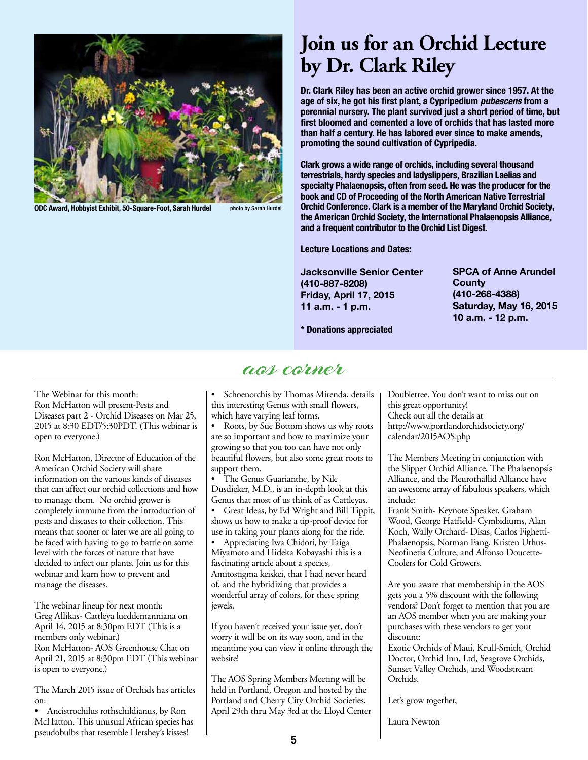ODC Award, Hobbyist Exhibit, 50-Square-Foot, Sarah Hurdel — photo by Sarah Hurdel

# Join us for an Orchid Lecture by Dr. Clark Riley

**Dr. Clark Riley has been an active orchid grower since 1957. At the age of six, he got his first plant, a Cypripedium *pubescens* from a perennial nursery. The plant survived just a short period of time, but first bloomed and cemented a love of orchids that has lasted more than half a century. He has labored ever since to make amends, promoting the sound cultivation of Cypripedia.**

**Clark grows a wide range of orchids, including several thousand terrestrials, hardy species and ladyslippers, Brazilian Laelias and specialty Phalaenopsis, often from seed. He was the producer for the book and CD of Proceeding of the North American Native Terrestrial Orchid Conference. Clark is a member of the Maryland Orchid Society, the American Orchid Society, the International Phalaenopsis Alliance, and a frequent contributor to the Orchid List Digest.**

**Lecture Locations and Dates:**

**Jacksonville Senior Center**
**(410-887-8208)**
**Friday, April 17, 2015**
**11 a.m. - 1 p.m.**

**SPCA of Anne Arundel County**
**(410-268-4388)**
**Saturday, May 16, 2015**
**10 a.m. - 12 p.m.**

**\* Donations appreciated**

## aos corner

The Webinar for this month:
Ron McHatton will present-Pests and Diseases part 2 - Orchid Diseases on Mar 25, 2015 at 8:30 EDT/5:30PDT. (This webinar is open to everyone.)

Ron McHatton, Director of Education of the American Orchid Society will share information on the various kinds of diseases that can affect our orchid collections and how to manage them. No orchid grower is completely immune from the introduction of pests and diseases to their collection. This means that sooner or later we are all going to be faced with having to go to battle on some level with the forces of nature that have decided to infect our plants. Join us for this webinar and learn how to prevent and manage the diseases.

The webinar lineup for next month:
Greg Allikas- Cattleya lueddemanniana on April 14, 2015 at 8:30pm EDT (This is a members only webinar.)
Ron McHatton- AOS Greenhouse Chat on April 21, 2015 at 8:30pm EDT (This webinar is open to everyone.)

The March 2015 issue of Orchids has articles on:

- Ancistrochilus rothschildianus, by Ron McHatton. This unusual African species has pseudobulbs that resemble Hershey's kisses!
- Schoenorchis by Thomas Mirenda, details this interesting Genus with small flowers, which have varying leaf forms.
- Roots, by Sue Bottom shows us why roots are so important and how to maximize your growing so that you too can have not only beautiful flowers, but also some great roots to support them.
- The Genus Guarianthe, by Nile Dusdieker, M.D., is an in-depth look at this Genus that most of us think of as Cattleyas.
- Great Ideas, by Ed Wright and Bill Tippit, shows us how to make a tip-proof device for use in taking your plants along for the ride.
- Appreciating Iwa Chidori, by Taiga Miyamoto and Hideka Kobayashi this is a fascinating article about a species, Amitostigma keiskei, that I had never heard of, and the hybridizing that provides a wonderful array of colors, for these spring jewels.

If you haven't received your issue yet, don't worry it will be on its way soon, and in the meantime you can view it online through the website!

The AOS Spring Members Meeting will be held in Portland, Oregon and hosted by the Portland and Cherry City Orchid Societies, April 29th thru May 3rd at the Lloyd Center Doubletree. You don't want to miss out on this great opportunity!
Check out all the details at http://www.portlandorchidsociety.org/calendar/2015AOS.php

The Members Meeting in conjunction with the Slipper Orchid Alliance, The Phalaenopsis Alliance, and the Pleurothallid Alliance have an awesome array of fabulous speakers, which include:
Frank Smith- Keynote Speaker, Graham Wood, George Hatfield- Cymbidiums, Alan Koch, Wally Orchard- Disas, Carlos Fighetti-Phalaenopsis, Norman Fang, Kristen Uthus-Neofinetia Culture, and Alfonso Doucette-Coolers for Cold Growers.

Are you aware that membership in the AOS gets you a 5% discount with the following vendors? Don't forget to mention that you are an AOS member when you are making your purchases with these vendors to get your discount:
Exotic Orchids of Maui, Krull-Smith, Orchid Doctor, Orchid Inn, Ltd, Seagrove Orchids, Sunset Valley Orchids, and Woodstream Orchids.

Let's grow together,

Laura Newton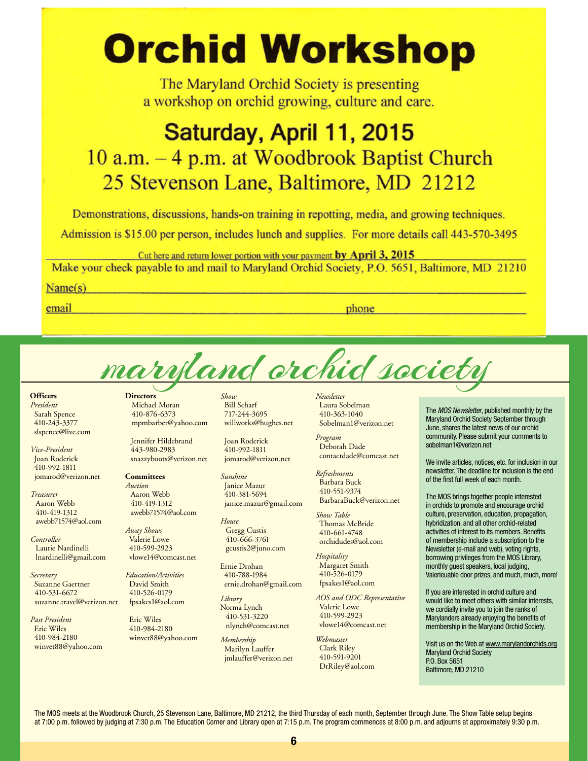# Orchid Workshop

The Maryland Orchid Society is presenting a workshop on orchid growing, culture and care.

## Saturday, April 11, 2015

10 a.m. – 4 p.m. at Woodbrook Baptist Church
25 Stevenson Lane, Baltimore, MD 21212

Demonstrations, discussions, hands-on training in repotting, media, and growing techniques.

Admission is $15.00 per person, includes lunch and supplies. For more details call 443-570-3495

Cut here and return lower portion with your payment **by April 3, 2015**

Make your check payable to and mail to Maryland Orchid Society, P.O. 5651, Baltimore, MD 21210

Name(s) \_\_\_\_\_\_\_\_\_\_\_\_\_\_\_\_\_\_\_\_\_\_\_\_\_\_\_\_\_\_\_\_\_\_\_\_\_\_\_\_\_\_\_\_\_\_\_\_

email \_\_\_\_\_\_\_\_\_\_\_\_\_\_\_\_\_\_\_\_\_\_\_\_\_\_\_\_ phone \_\_\_\_\_\_\_\_\_\_\_\_\_\_\_\_\_\_\_\_

# maryland orchid society

**Officers**

*President*
Sarah Spence
410-243-3377
slspence@live.com

*Vice-President*
Joan Roderick
410-992-1811
jomarod@verizon.net

*Treasurer*
Aaron Webb
410-419-1312
awebb71574@aol.com

*Controller*
Laurie Nardinelli
lnardinelli@gmail.com

*Secretary*
Suzanne Gaertner
410-531-6672
suzanne.travel@verizon.net

*Past President*
Eric Wiles
410-984-2180
winvet88@yahoo.com

**Directors**

Michael Moran
410-876-6373
mpmbarber@yahoo.com

Jennifer Hildebrand
443-980-2983
snazzyboots@verizon.net

**Committees**

*Auction*
Aaron Webb
410-419-1312
awebb71574@aol.com

*Away Shows*
Valerie Lowe
410-599-2923
vlowe14@comcast.net

*Education/Activities*
David Smith
410-526-0179
fpsakes1@aol.com

Eric Wiles
410-984-2180
winvet88@yahoo.com

*Show*
Bill Scharf
717-244-3695
willworks@hughes.net

Joan Roderick
410-992-1811
jomarod@verizon.net

*Sunshine*
Janice Mazur
410-381-5694
janice.mazur@gmail.com

*House*
Gregg Custis
410-666-3761
gcustis2@juno.com

Ernie Drohan
410-788-1984
ernie.drohan@gmail.com

*Library*
Norma Lynch
410-531-3220
nlynch@comcast.net

*Membership*
Marilyn Lauffer
jmlauffer@verizon.net

*Newsletter*
Laura Sobelman
410-363-1040
Sobelman1@verizon.net

*Program*
Deborah Dade
contactdade@comcast.net

*Refreshments*
Barbara Buck
410-551-9374
BarbaraBuck@verizon.net

*Show Table*
Thomas McBride
410-661-4748
orchidudes@aol.com

*Hospitality*
Margaret Smith
410-526-0179
fpsakes1@aol.com

*AOS and ODC Representative*
Valerie Lowe
410-599-2923
vlowe14@comcast.net

*Webmaster*
Clark Riley
410-591-9201
DrRiley@aol.com

The *MOS Newsletter*, published monthly by the Maryland Orchid Society September through June, shares the latest news of our orchid community. Please submit your comments to sobelman1@verizon.net

We invite articles, notices, etc. for inclusion in our newsletter. The deadline for inclusion is the end of the first full week of each month.

The MOS brings together people interested in orchids to promote and encourage orchid culture, preservation, education, propagation, hybridization, and all other orchid-related activities of interest to its members. Benefits of membership include a subscription to the Newsletter (e-mail and web), voting rights, borrowing privileges from the MOS Library, monthly guest speakers, local judging, Valerieuable door prizes, and much, much, more!

If you are interested in orchid culture and would like to meet others with similar interests, we cordially invite you to join the ranks of Marylanders already enjoying the benefits of membership in the Maryland Orchid Society.

Visit us on the Web at www.marylandorchids.org
Maryland Orchid Society
P.O. Box 5651
Baltimore, MD 21210

The MOS meets at the Woodbrook Church, 25 Stevenson Lane, Baltimore, MD 21212, the third Thursday of each month, September through June. The Show Table setup begins at 7:00 p.m. followed by judging at 7:30 p.m. The Education Corner and Library open at 7:15 p.m. The program commences at 8:00 p.m. and adjourns at approximately 9:30 p.m.